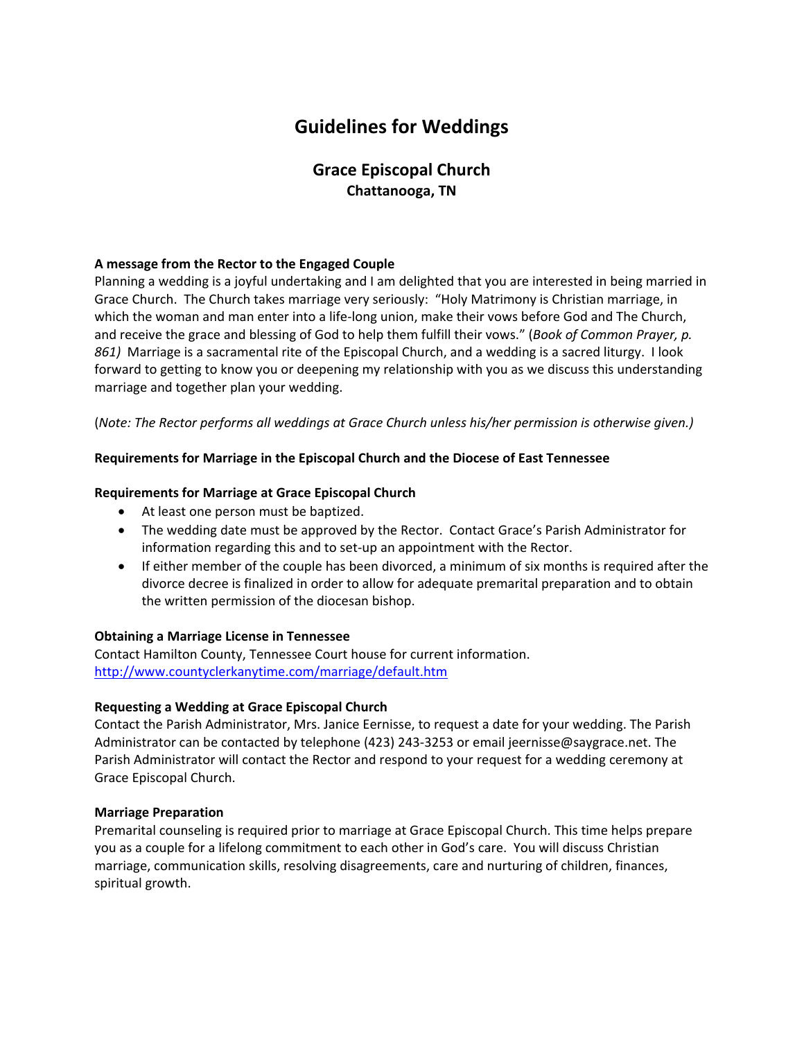# Guidelines for Weddings

## Grace Episcopal Church

**Chattanooga, TN**

**A message from the Rector to the Engaged Couple**

Planning a wedding is a joyful undertaking and I am delighted that you are interested in being married in Grace Church. The Church takes marriage very seriously: "Holy Matrimony is Christian marriage, in which the woman and man enter into a life-long union, make their vows before God and The Church, and receive the grace and blessing of God to help them fulfill their vows." (*Book of Common Prayer, p. 861)* Marriage is a sacramental rite of the Episcopal Church, and a wedding is a sacred liturgy. I look forward to getting to know you or deepening my relationship with you as we discuss this understanding marriage and together plan your wedding.

(*Note: The Rector performs all weddings at Grace Church unless his/her permission is otherwise given.)*

**Requirements for Marriage in the Episcopal Church and the Diocese of East Tennessee**

**Requirements for Marriage at Grace Episcopal Church**

- At least one person must be baptized.
- The wedding date must be approved by the Rector. Contact Grace's Parish Administrator for information regarding this and to set-up an appointment with the Rector.
- If either member of the couple has been divorced, a minimum of six months is required after the divorce decree is finalized in order to allow for adequate premarital preparation and to obtain the written permission of the diocesan bishop.

**Obtaining a Marriage License in Tennessee**

Contact Hamilton County, Tennessee Court house for current information.
http://www.countyclerkanytime.com/marriage/default.htm

**Requesting a Wedding at Grace Episcopal Church**

Contact the Parish Administrator, Mrs. Janice Eernisse, to request a date for your wedding. The Parish Administrator can be contacted by telephone (423) 243-3253 or email jeernisse@saygrace.net. The Parish Administrator will contact the Rector and respond to your request for a wedding ceremony at Grace Episcopal Church.

**Marriage Preparation**

Premarital counseling is required prior to marriage at Grace Episcopal Church. This time helps prepare you as a couple for a lifelong commitment to each other in God's care. You will discuss Christian marriage, communication skills, resolving disagreements, care and nurturing of children, finances, spiritual growth.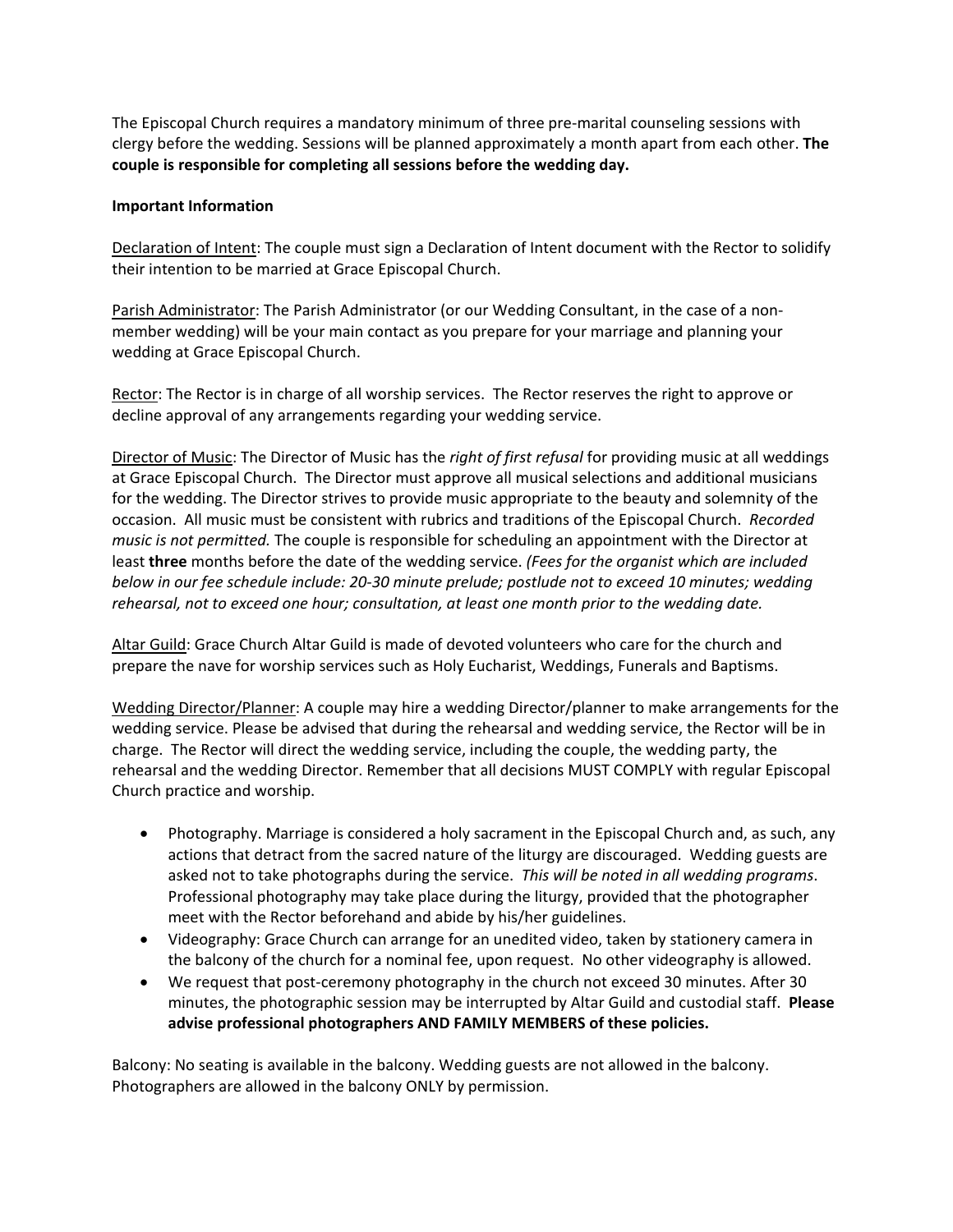The Episcopal Church requires a mandatory minimum of three pre-marital counseling sessions with clergy before the wedding. Sessions will be planned approximately a month apart from each other. **The couple is responsible for completing all sessions before the wedding day.**

**Important Information**

Declaration of Intent: The couple must sign a Declaration of Intent document with the Rector to solidify their intention to be married at Grace Episcopal Church.

Parish Administrator: The Parish Administrator (or our Wedding Consultant, in the case of a non-member wedding) will be your main contact as you prepare for your marriage and planning your wedding at Grace Episcopal Church.

Rector: The Rector is in charge of all worship services. The Rector reserves the right to approve or decline approval of any arrangements regarding your wedding service.

Director of Music: The Director of Music has the *right of first refusal* for providing music at all weddings at Grace Episcopal Church. The Director must approve all musical selections and additional musicians for the wedding. The Director strives to provide music appropriate to the beauty and solemnity of the occasion. All music must be consistent with rubrics and traditions of the Episcopal Church. *Recorded music is not permitted.* The couple is responsible for scheduling an appointment with the Director at least **three** months before the date of the wedding service. *(Fees for the organist which are included below in our fee schedule include: 20-30 minute prelude; postlude not to exceed 10 minutes; wedding rehearsal, not to exceed one hour; consultation, at least one month prior to the wedding date.*

Altar Guild: Grace Church Altar Guild is made of devoted volunteers who care for the church and prepare the nave for worship services such as Holy Eucharist, Weddings, Funerals and Baptisms.

Wedding Director/Planner: A couple may hire a wedding Director/planner to make arrangements for the wedding service. Please be advised that during the rehearsal and wedding service, the Rector will be in charge. The Rector will direct the wedding service, including the couple, the wedding party, the rehearsal and the wedding Director. Remember that all decisions MUST COMPLY with regular Episcopal Church practice and worship.

- Photography. Marriage is considered a holy sacrament in the Episcopal Church and, as such, any actions that detract from the sacred nature of the liturgy are discouraged. Wedding guests are asked not to take photographs during the service. *This will be noted in all wedding programs*. Professional photography may take place during the liturgy, provided that the photographer meet with the Rector beforehand and abide by his/her guidelines.
- Videography: Grace Church can arrange for an unedited video, taken by stationery camera in the balcony of the church for a nominal fee, upon request. No other videography is allowed.
- We request that post-ceremony photography in the church not exceed 30 minutes. After 30 minutes, the photographic session may be interrupted by Altar Guild and custodial staff. **Please advise professional photographers AND FAMILY MEMBERS of these policies.**

Balcony: No seating is available in the balcony. Wedding guests are not allowed in the balcony. Photographers are allowed in the balcony ONLY by permission.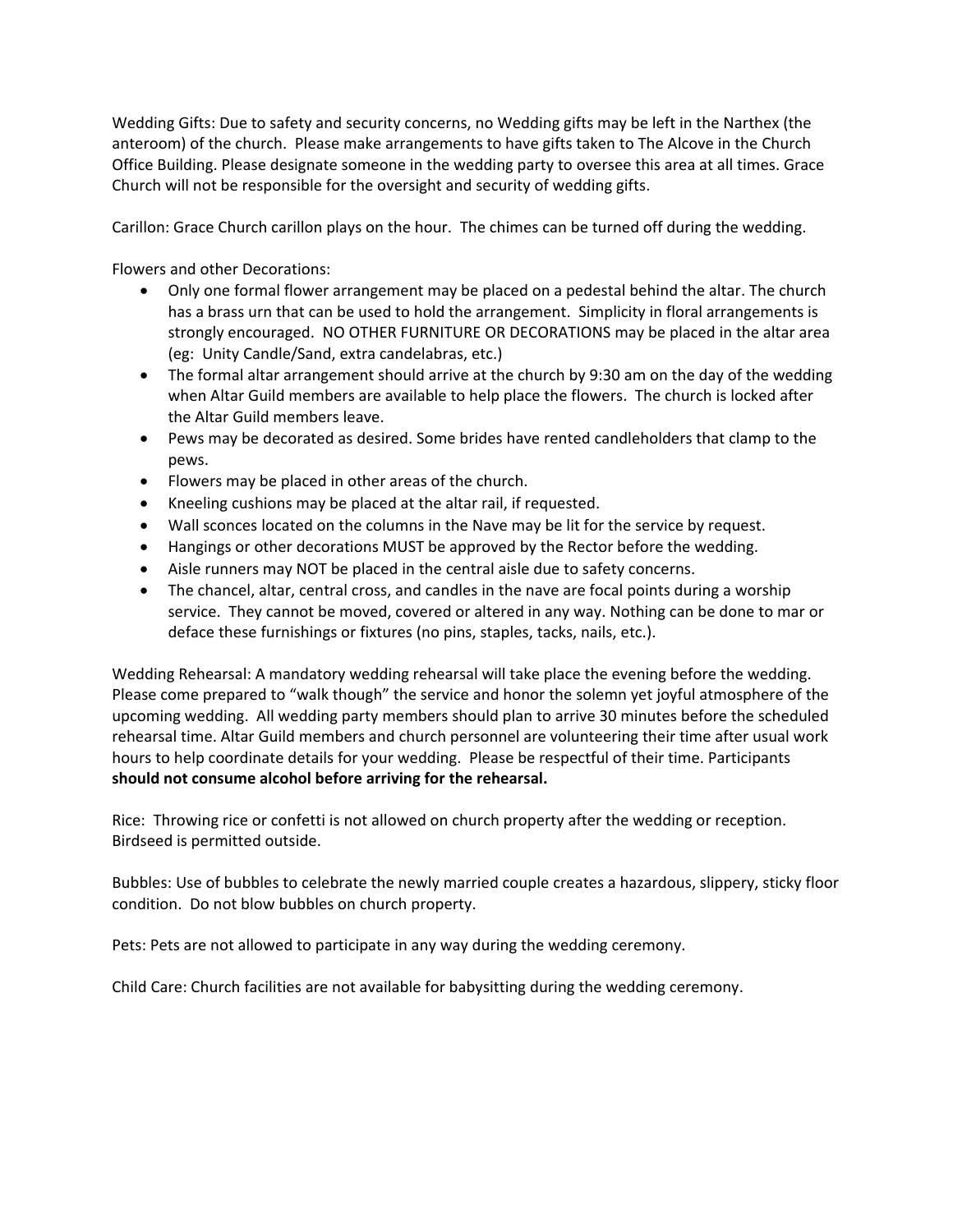Wedding Gifts: Due to safety and security concerns, no Wedding gifts may be left in the Narthex (the anteroom) of the church. Please make arrangements to have gifts taken to The Alcove in the Church Office Building. Please designate someone in the wedding party to oversee this area at all times. Grace Church will not be responsible for the oversight and security of wedding gifts.

Carillon: Grace Church carillon plays on the hour. The chimes can be turned off during the wedding.

Flowers and other Decorations:

- Only one formal flower arrangement may be placed on a pedestal behind the altar. The church has a brass urn that can be used to hold the arrangement. Simplicity in floral arrangements is strongly encouraged. NO OTHER FURNITURE OR DECORATIONS may be placed in the altar area (eg: Unity Candle/Sand, extra candelabras, etc.)
- The formal altar arrangement should arrive at the church by 9:30 am on the day of the wedding when Altar Guild members are available to help place the flowers. The church is locked after the Altar Guild members leave.
- Pews may be decorated as desired. Some brides have rented candleholders that clamp to the pews.
- Flowers may be placed in other areas of the church.
- Kneeling cushions may be placed at the altar rail, if requested.
- Wall sconces located on the columns in the Nave may be lit for the service by request.
- Hangings or other decorations MUST be approved by the Rector before the wedding.
- Aisle runners may NOT be placed in the central aisle due to safety concerns.
- The chancel, altar, central cross, and candles in the nave are focal points during a worship service. They cannot be moved, covered or altered in any way. Nothing can be done to mar or deface these furnishings or fixtures (no pins, staples, tacks, nails, etc.).

Wedding Rehearsal: A mandatory wedding rehearsal will take place the evening before the wedding. Please come prepared to "walk though" the service and honor the solemn yet joyful atmosphere of the upcoming wedding. All wedding party members should plan to arrive 30 minutes before the scheduled rehearsal time. Altar Guild members and church personnel are volunteering their time after usual work hours to help coordinate details for your wedding. Please be respectful of their time. Participants **should not consume alcohol before arriving for the rehearsal.**

Rice: Throwing rice or confetti is not allowed on church property after the wedding or reception. Birdseed is permitted outside.

Bubbles: Use of bubbles to celebrate the newly married couple creates a hazardous, slippery, sticky floor condition. Do not blow bubbles on church property.

Pets: Pets are not allowed to participate in any way during the wedding ceremony.

Child Care: Church facilities are not available for babysitting during the wedding ceremony.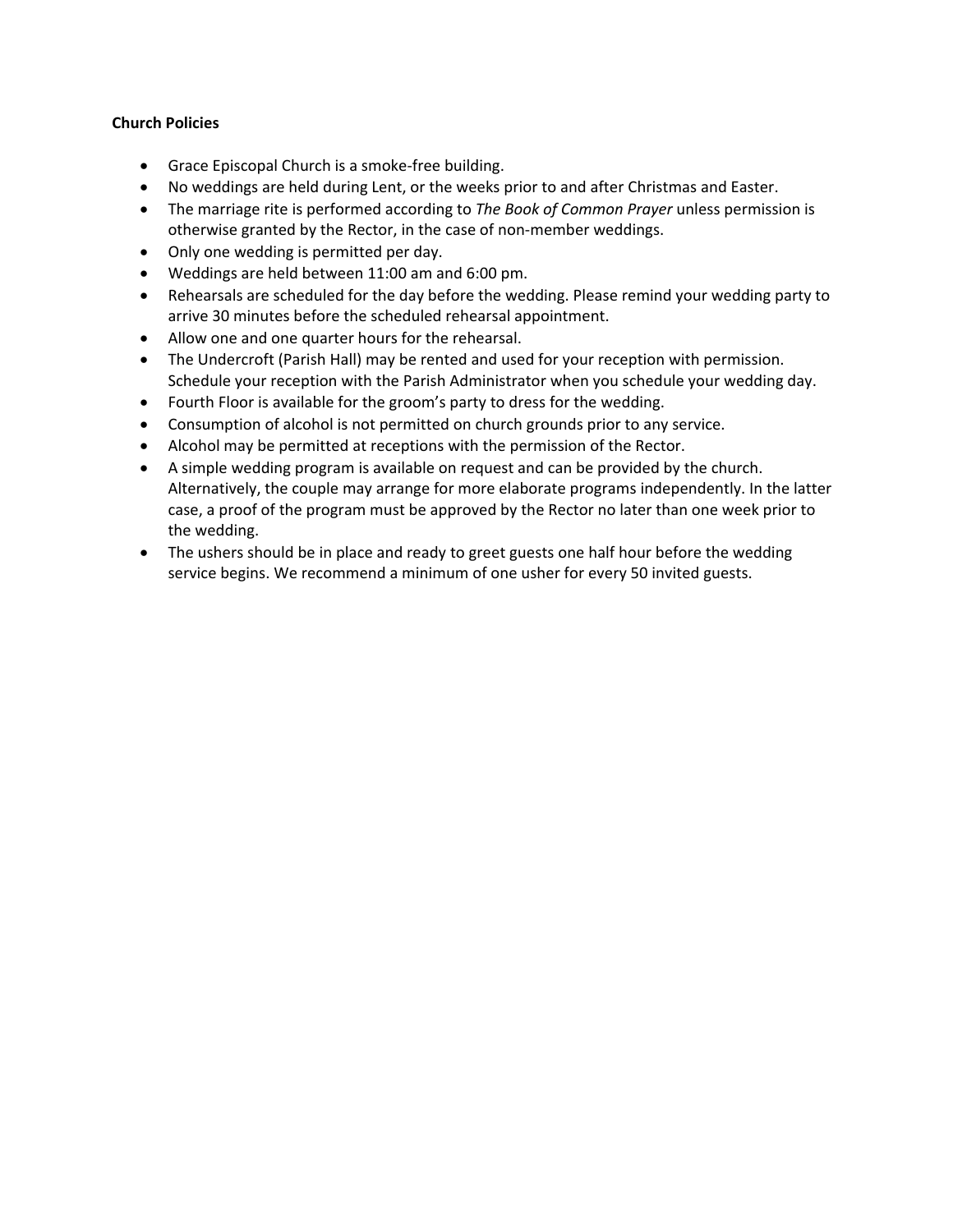**Church Policies**

- Grace Episcopal Church is a smoke-free building.
- No weddings are held during Lent, or the weeks prior to and after Christmas and Easter.
- The marriage rite is performed according to *The Book of Common Prayer* unless permission is otherwise granted by the Rector, in the case of non-member weddings.
- Only one wedding is permitted per day.
- Weddings are held between 11:00 am and 6:00 pm.
- Rehearsals are scheduled for the day before the wedding. Please remind your wedding party to arrive 30 minutes before the scheduled rehearsal appointment.
- Allow one and one quarter hours for the rehearsal.
- The Undercroft (Parish Hall) may be rented and used for your reception with permission. Schedule your reception with the Parish Administrator when you schedule your wedding day.
- Fourth Floor is available for the groom's party to dress for the wedding.
- Consumption of alcohol is not permitted on church grounds prior to any service.
- Alcohol may be permitted at receptions with the permission of the Rector.
- A simple wedding program is available on request and can be provided by the church. Alternatively, the couple may arrange for more elaborate programs independently. In the latter case, a proof of the program must be approved by the Rector no later than one week prior to the wedding.
- The ushers should be in place and ready to greet guests one half hour before the wedding service begins. We recommend a minimum of one usher for every 50 invited guests.